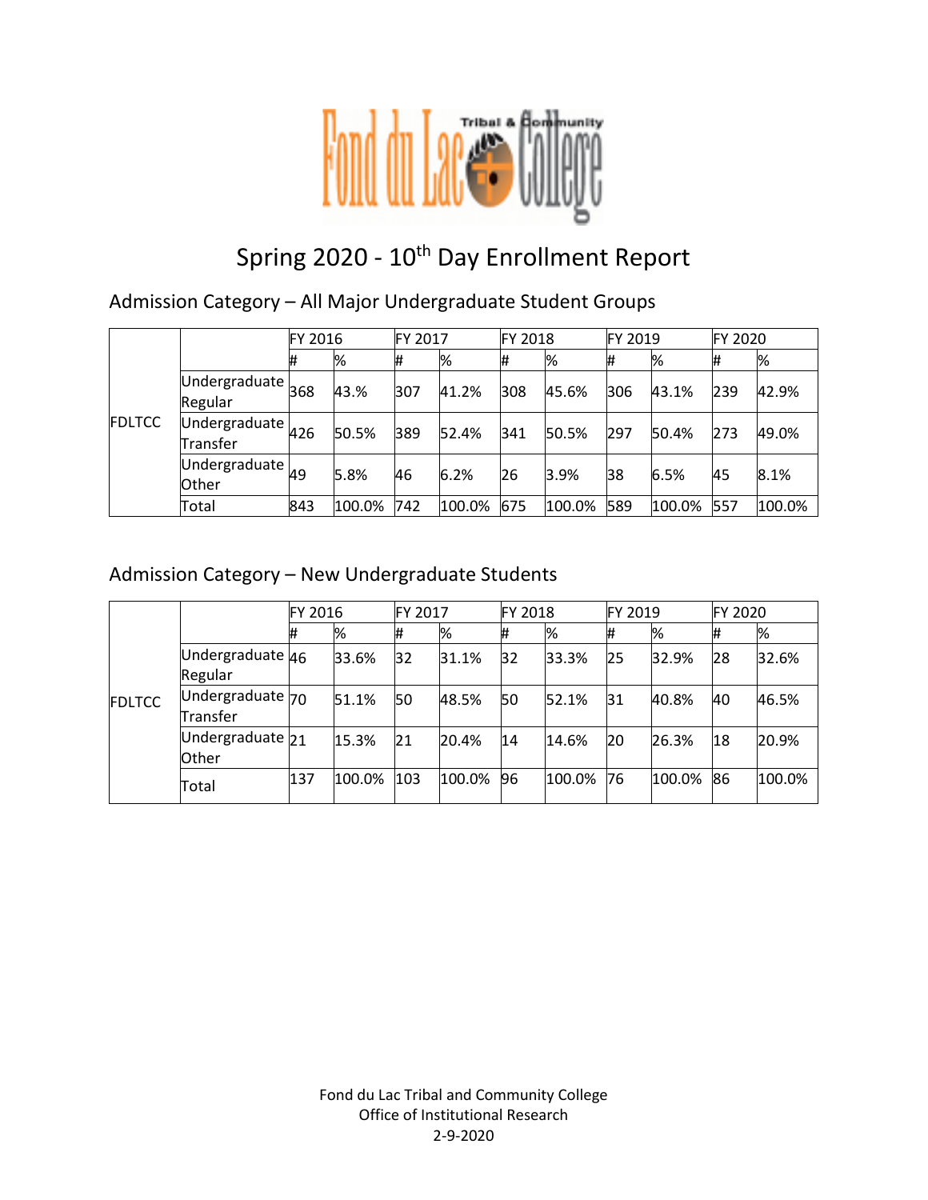# Spring 2020 - 10th Day Enrollment Report

## Admission Category – All Major Undergraduate Student Groups

| | | FY 2016 | | FY 2017 | | FY 2018 | | FY 2019 | | FY 2020 | |
|---|---|---|---|---|---|---|---|---|---|---|---|
| | | # | % | # | % | # | % | # | % | # | % |
| FDLTCC | Undergraduate Regular | 368 | 43.% | 307 | 41.2% | 308 | 45.6% | 306 | 43.1% | 239 | 42.9% |
| | Undergraduate Transfer | 426 | 50.5% | 389 | 52.4% | 341 | 50.5% | 297 | 50.4% | 273 | 49.0% |
| | Undergraduate Other | 49 | 5.8% | 46 | 6.2% | 26 | 3.9% | 38 | 6.5% | 45 | 8.1% |
| | Total | 843 | 100.0% | 742 | 100.0% | 675 | 100.0% | 589 | 100.0% | 557 | 100.0% |

## Admission Category – New Undergraduate Students

| | | FY 2016 | | FY 2017 | | FY 2018 | | FY 2019 | | FY 2020 | |
|---|---|---|---|---|---|---|---|---|---|---|---|
| | | # | % | # | % | # | % | # | % | # | % |
| FDLTCC | Undergraduate Regular | 46 | 33.6% | 32 | 31.1% | 32 | 33.3% | 25 | 32.9% | 28 | 32.6% |
| | Undergraduate Transfer | 70 | 51.1% | 50 | 48.5% | 50 | 52.1% | 31 | 40.8% | 40 | 46.5% |
| | Undergraduate Other | 21 | 15.3% | 21 | 20.4% | 14 | 14.6% | 20 | 26.3% | 18 | 20.9% |
| | Total | 137 | 100.0% | 103 | 100.0% | 96 | 100.0% | 76 | 100.0% | 86 | 100.0% |

Fond du Lac Tribal and Community College
Office of Institutional Research
2-9-2020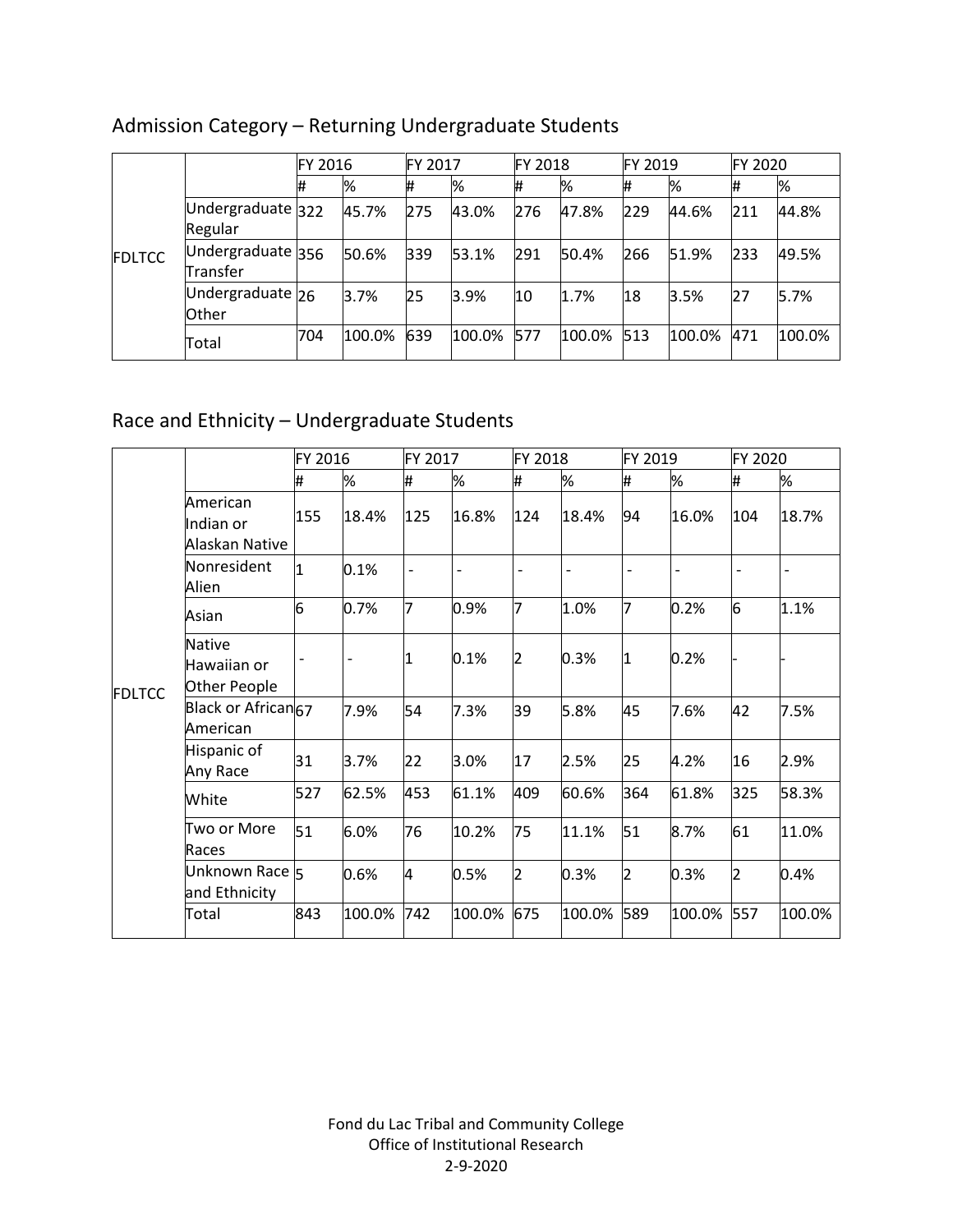## Admission Category – Returning Undergraduate Students

| | | FY 2016 | | FY 2017 | | FY 2018 | | FY 2019 | | FY 2020 | |
|---|---|---|---|---|---|---|---|---|---|---|---|
| | | # | % | # | % | # | % | # | % | # | % |
| FDLTCC | Undergraduate Regular | 322 | 45.7% | 275 | 43.0% | 276 | 47.8% | 229 | 44.6% | 211 | 44.8% |
| | Undergraduate Transfer | 356 | 50.6% | 339 | 53.1% | 291 | 50.4% | 266 | 51.9% | 233 | 49.5% |
| | Undergraduate Other | 26 | 3.7% | 25 | 3.9% | 10 | 1.7% | 18 | 3.5% | 27 | 5.7% |
| | Total | 704 | 100.0% | 639 | 100.0% | 577 | 100.0% | 513 | 100.0% | 471 | 100.0% |

## Race and Ethnicity – Undergraduate Students

| | | FY 2016 | | FY 2017 | | FY 2018 | | FY 2019 | | FY 2020 | |
|---|---|---|---|---|---|---|---|---|---|---|---|
| | | # | % | # | % | # | % | # | % | # | % |
| FDLTCC | American Indian or Alaskan Native | 155 | 18.4% | 125 | 16.8% | 124 | 18.4% | 94 | 16.0% | 104 | 18.7% |
| | Nonresident Alien | 1 | 0.1% | - | - | - | - | - | - | - | - |
| | Asian | 6 | 0.7% | 7 | 0.9% | 7 | 1.0% | 7 | 0.2% | 6 | 1.1% |
| | Native Hawaiian or Other People | - | - | 1 | 0.1% | 2 | 0.3% | 1 | 0.2% | - | - |
| | Black or African American | 67 | 7.9% | 54 | 7.3% | 39 | 5.8% | 45 | 7.6% | 42 | 7.5% |
| | Hispanic of Any Race | 31 | 3.7% | 22 | 3.0% | 17 | 2.5% | 25 | 4.2% | 16 | 2.9% |
| | White | 527 | 62.5% | 453 | 61.1% | 409 | 60.6% | 364 | 61.8% | 325 | 58.3% |
| | Two or More Races | 51 | 6.0% | 76 | 10.2% | 75 | 11.1% | 51 | 8.7% | 61 | 11.0% |
| | Unknown Race and Ethnicity | 5 | 0.6% | 4 | 0.5% | 2 | 0.3% | 2 | 0.3% | 2 | 0.4% |
| | Total | 843 | 100.0% | 742 | 100.0% | 675 | 100.0% | 589 | 100.0% | 557 | 100.0% |

Fond du Lac Tribal and Community College
Office of Institutional Research
2-9-2020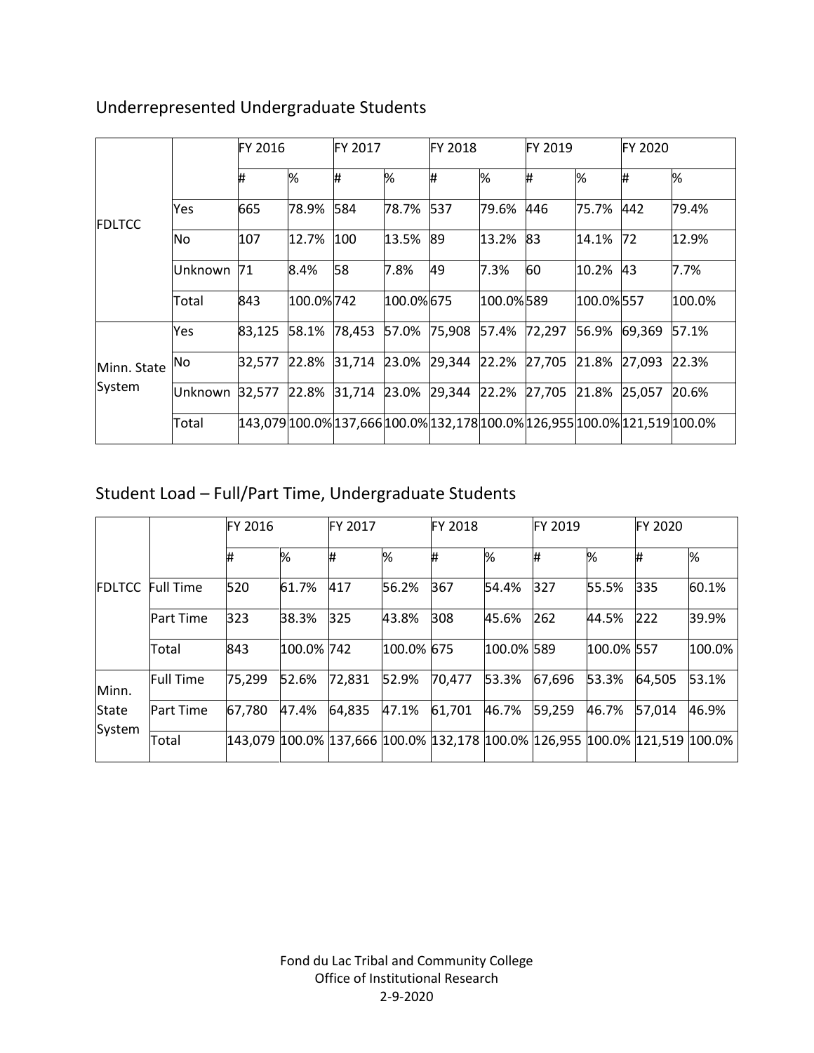## Underrepresented Undergraduate Students

| | | FY 2016 | | FY 2017 | | FY 2018 | | FY 2019 | | FY 2020 | |
|---|---|---|---|---|---|---|---|---|---|---|---|
| | | # | % | # | % | # | % | # | % | # | % |
| FDLTCC | Yes | 665 | 78.9% | 584 | 78.7% | 537 | 79.6% | 446 | 75.7% | 442 | 79.4% |
| | No | 107 | 12.7% | 100 | 13.5% | 89 | 13.2% | 83 | 14.1% | 72 | 12.9% |
| | Unknown | 71 | 8.4% | 58 | 7.8% | 49 | 7.3% | 60 | 10.2% | 43 | 7.7% |
| | Total | 843 | 100.0% | 742 | 100.0% | 675 | 100.0% | 589 | 100.0% | 557 | 100.0% |
| Minn. State System | Yes | 83,125 | 58.1% | 78,453 | 57.0% | 75,908 | 57.4% | 72,297 | 56.9% | 69,369 | 57.1% |
| | No | 32,577 | 22.8% | 31,714 | 23.0% | 29,344 | 22.2% | 27,705 | 21.8% | 27,093 | 22.3% |
| | Unknown | 32,577 | 22.8% | 31,714 | 23.0% | 29,344 | 22.2% | 27,705 | 21.8% | 25,057 | 20.6% |
| | Total | 143,079 | 100.0% | 137,666 | 100.0% | 132,178 | 100.0% | 126,955 | 100.0% | 121,519 | 100.0% |

## Student Load – Full/Part Time, Undergraduate Students

| | | FY 2016 | | FY 2017 | | FY 2018 | | FY 2019 | | FY 2020 | |
|---|---|---|---|---|---|---|---|---|---|---|---|
| | | # | % | # | % | # | % | # | % | # | % |
| FDLTCC | Full Time | 520 | 61.7% | 417 | 56.2% | 367 | 54.4% | 327 | 55.5% | 335 | 60.1% |
| | Part Time | 323 | 38.3% | 325 | 43.8% | 308 | 45.6% | 262 | 44.5% | 222 | 39.9% |
| | Total | 843 | 100.0% | 742 | 100.0% | 675 | 100.0% | 589 | 100.0% | 557 | 100.0% |
| Minn. State System | Full Time | 75,299 | 52.6% | 72,831 | 52.9% | 70,477 | 53.3% | 67,696 | 53.3% | 64,505 | 53.1% |
| | Part Time | 67,780 | 47.4% | 64,835 | 47.1% | 61,701 | 46.7% | 59,259 | 46.7% | 57,014 | 46.9% |
| | Total | 143,079 | 100.0% | 137,666 | 100.0% | 132,178 | 100.0% | 126,955 | 100.0% | 121,519 | 100.0% |

Fond du Lac Tribal and Community College
Office of Institutional Research
2-9-2020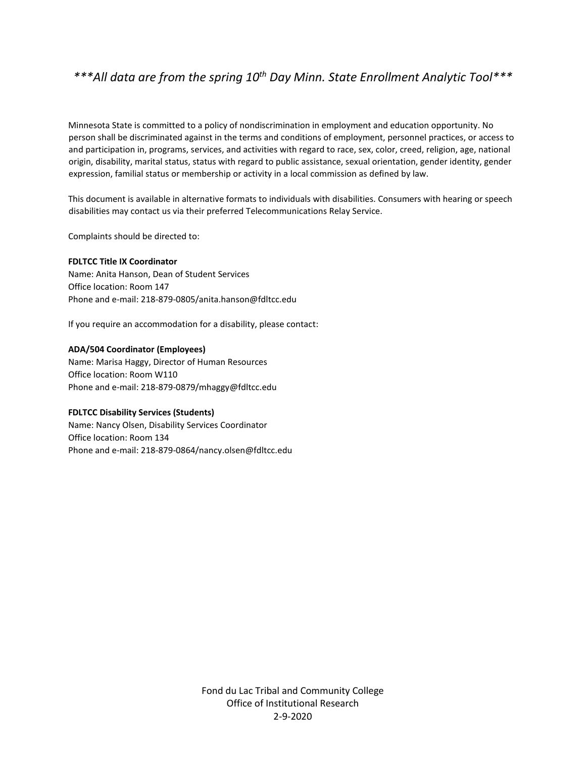*\*\*\*All data are from the spring 10th Day Minn. State Enrollment Analytic Tool\*\*\**

Minnesota State is committed to a policy of nondiscrimination in employment and education opportunity. No person shall be discriminated against in the terms and conditions of employment, personnel practices, or access to and participation in, programs, services, and activities with regard to race, sex, color, creed, religion, age, national origin, disability, marital status, status with regard to public assistance, sexual orientation, gender identity, gender expression, familial status or membership or activity in a local commission as defined by law.

This document is available in alternative formats to individuals with disabilities. Consumers with hearing or speech disabilities may contact us via their preferred Telecommunications Relay Service.

Complaints should be directed to:

**FDLTCC Title IX Coordinator**
Name: Anita Hanson, Dean of Student Services
Office location: Room 147
Phone and e-mail: 218-879-0805/anita.hanson@fdltcc.edu

If you require an accommodation for a disability, please contact:

**ADA/504 Coordinator (Employees)**
Name: Marisa Haggy, Director of Human Resources
Office location: Room W110
Phone and e-mail: 218-879-0879/mhaggy@fdltcc.edu

**FDLTCC Disability Services (Students)**
Name: Nancy Olsen, Disability Services Coordinator
Office location: Room 134
Phone and e-mail: 218-879-0864/nancy.olsen@fdltcc.edu

Fond du Lac Tribal and Community College
Office of Institutional Research
2-9-2020